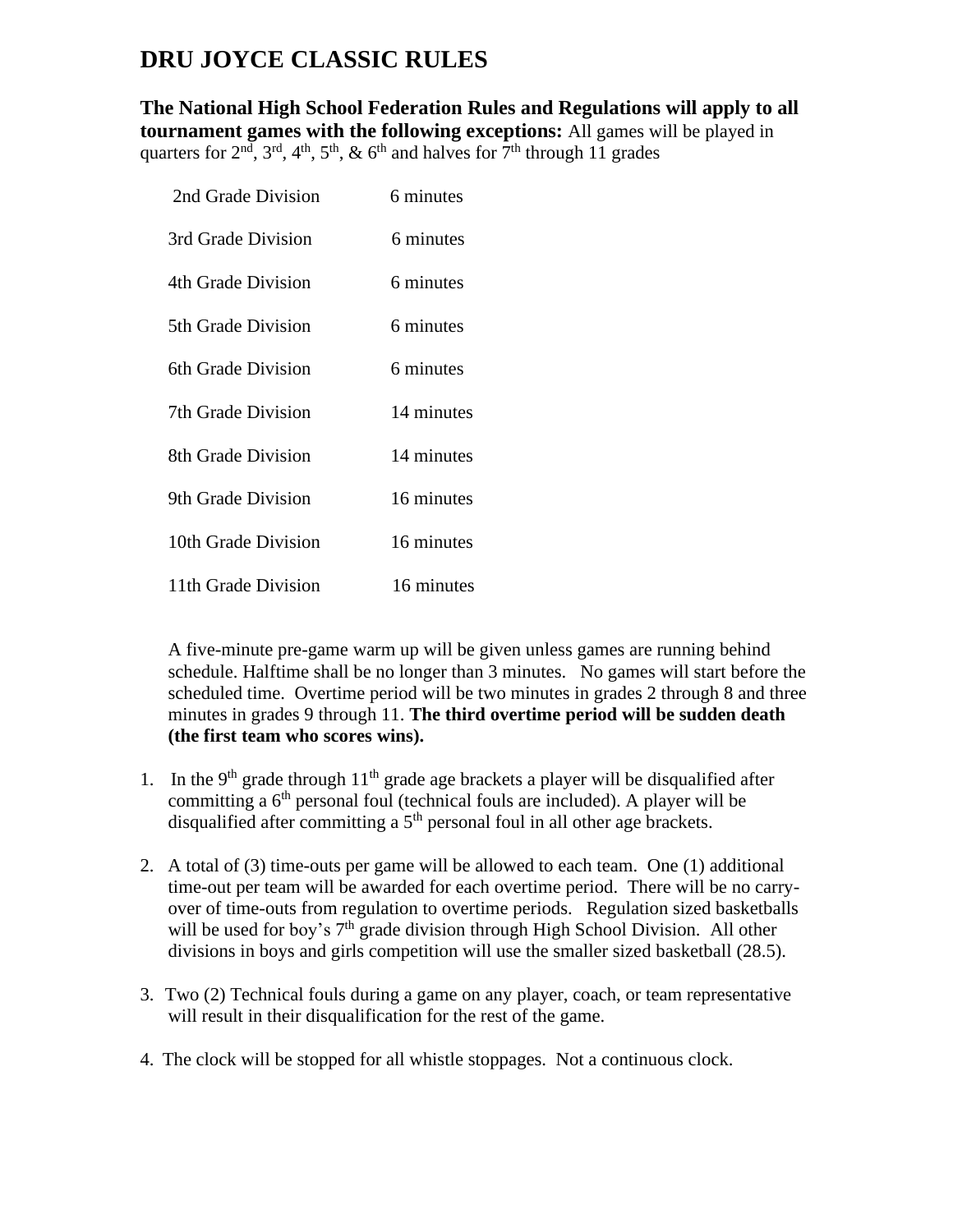# DRU JOYCE CLASSIC RULES

**The National High School Federation Rules and Regulations will apply to all tournament games with the following exceptions:** All games will be played in quarters for 2nd, 3rd, 4th, 5th, & 6th and halves for 7th through 11 grades

| Division | Minutes |
|---|---|
| 2nd Grade Division | 6 minutes |
| 3rd Grade Division | 6 minutes |
| 4th Grade Division | 6 minutes |
| 5th Grade Division | 6 minutes |
| 6th Grade Division | 6 minutes |
| 7th Grade Division | 14 minutes |
| 8th Grade Division | 14 minutes |
| 9th Grade Division | 16 minutes |
| 10th Grade Division | 16 minutes |
| 11th Grade Division | 16 minutes |

A five-minute pre-game warm up will be given unless games are running behind schedule. Halftime shall be no longer than 3 minutes. No games will start before the scheduled time. Overtime period will be two minutes in grades 2 through 8 and three minutes in grades 9 through 11. **The third overtime period will be sudden death (the first team who scores wins).**

1. In the 9th grade through 11th grade age brackets a player will be disqualified after committing a 6th personal foul (technical fouls are included). A player will be disqualified after committing a 5th personal foul in all other age brackets.

2. A total of (3) time-outs per game will be allowed to each team. One (1) additional time-out per team will be awarded for each overtime period. There will be no carry-over of time-outs from regulation to overtime periods. Regulation sized basketballs will be used for boy's 7th grade division through High School Division. All other divisions in boys and girls competition will use the smaller sized basketball (28.5).

3. Two (2) Technical fouls during a game on any player, coach, or team representative will result in their disqualification for the rest of the game.

4. The clock will be stopped for all whistle stoppages. Not a continuous clock.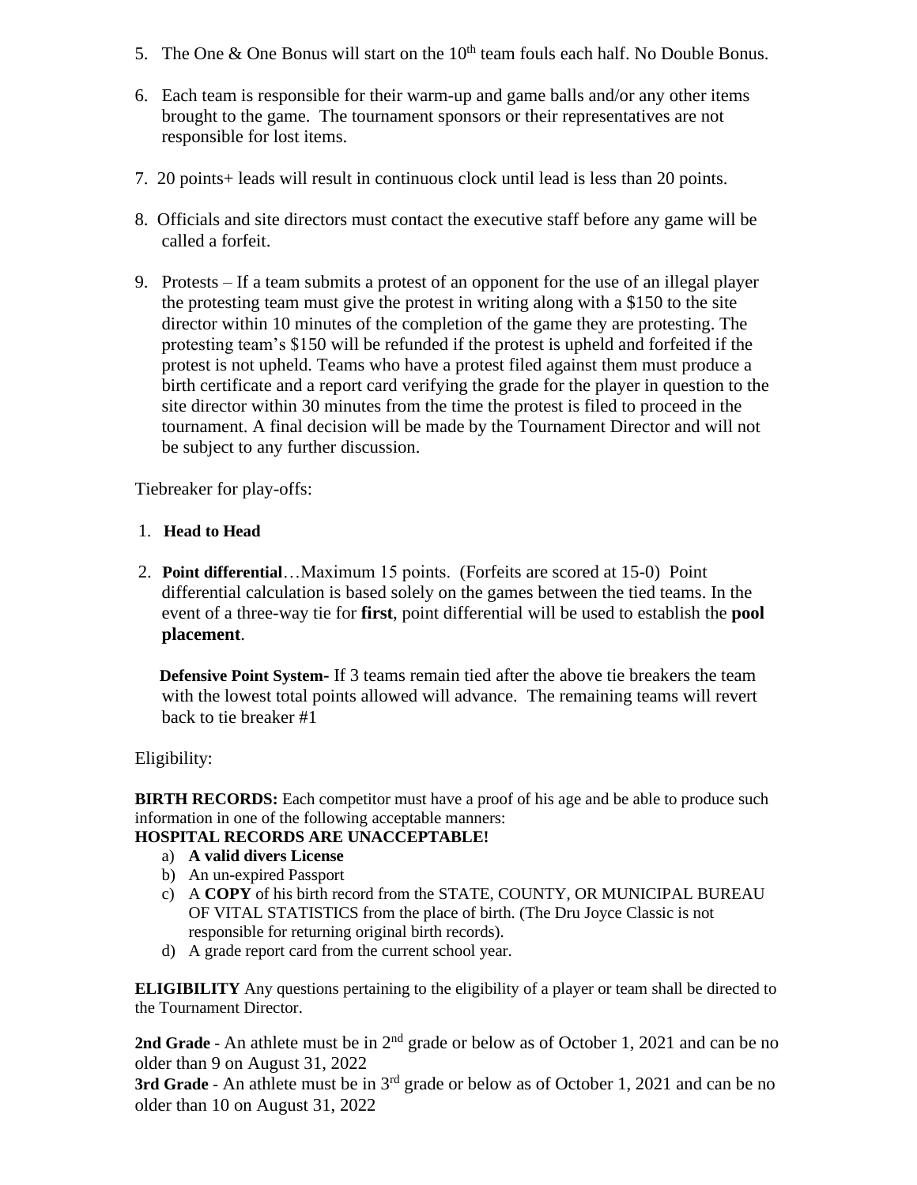5. The One & One Bonus will start on the 10th team fouls each half. No Double Bonus.

6. Each team is responsible for their warm-up and game balls and/or any other items brought to the game. The tournament sponsors or their representatives are not responsible for lost items.

7. 20 points+ leads will result in continuous clock until lead is less than 20 points.

8. Officials and site directors must contact the executive staff before any game will be called a forfeit.

9. Protests – If a team submits a protest of an opponent for the use of an illegal player the protesting team must give the protest in writing along with a $150 to the site director within 10 minutes of the completion of the game they are protesting. The protesting team's $150 will be refunded if the protest is upheld and forfeited if the protest is not upheld. Teams who have a protest filed against them must produce a birth certificate and a report card verifying the grade for the player in question to the site director within 30 minutes from the time the protest is filed to proceed in the tournament. A final decision will be made by the Tournament Director and will not be subject to any further discussion.

Tiebreaker for play-offs:

1. **Head to Head**

2. **Point differential**…Maximum 15 points. (Forfeits are scored at 15-0) Point differential calculation is based solely on the games between the tied teams. In the event of a three-way tie for **first**, point differential will be used to establish the **pool placement**.

   **Defensive Point System-** If 3 teams remain tied after the above tie breakers the team with the lowest total points allowed will advance. The remaining teams will revert back to tie breaker #1

Eligibility:

**BIRTH RECORDS:** Each competitor must have a proof of his age and be able to produce such information in one of the following acceptable manners:
**HOSPITAL RECORDS ARE UNACCEPTABLE!**

a) **A valid divers License**
b) An un-expired Passport
c) A **COPY** of his birth record from the STATE, COUNTY, OR MUNICIPAL BUREAU OF VITAL STATISTICS from the place of birth. (The Dru Joyce Classic is not responsible for returning original birth records).
d) A grade report card from the current school year.

**ELIGIBILITY** Any questions pertaining to the eligibility of a player or team shall be directed to the Tournament Director.

**2nd Grade** - An athlete must be in 2nd grade or below as of October 1, 2021 and can be no older than 9 on August 31, 2022
**3rd Grade** - An athlete must be in 3rd grade or below as of October 1, 2021 and can be no older than 10 on August 31, 2022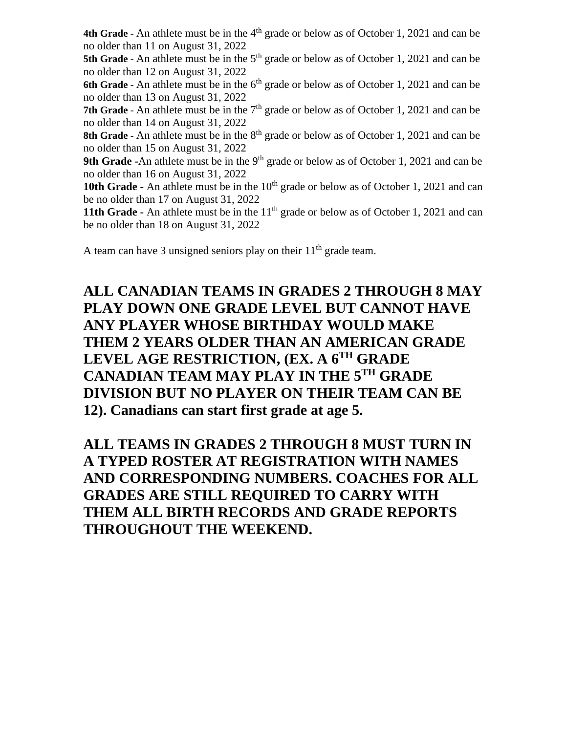**4th Grade** - An athlete must be in the 4th grade or below as of October 1, 2021 and can be no older than 11 on August 31, 2022

**5th Grade** - An athlete must be in the 5th grade or below as of October 1, 2021 and can be no older than 12 on August 31, 2022

**6th Grade** - An athlete must be in the 6th grade or below as of October 1, 2021 and can be no older than 13 on August 31, 2022

**7th Grade** - An athlete must be in the 7th grade or below as of October 1, 2021 and can be no older than 14 on August 31, 2022

**8th Grade** - An athlete must be in the 8th grade or below as of October 1, 2021 and can be no older than 15 on August 31, 2022

**9th Grade -**An athlete must be in the 9th grade or below as of October 1, 2021 and can be no older than 16 on August 31, 2022

**10th Grade -** An athlete must be in the 10th grade or below as of October 1, 2021 and can be no older than 17 on August 31, 2022

**11th Grade -** An athlete must be in the 11th grade or below as of October 1, 2021 and can be no older than 18 on August 31, 2022

A team can have 3 unsigned seniors play on their 11th grade team.

**ALL CANADIAN TEAMS IN GRADES 2 THROUGH 8 MAY PLAY DOWN ONE GRADE LEVEL BUT CANNOT HAVE ANY PLAYER WHOSE BIRTHDAY WOULD MAKE THEM 2 YEARS OLDER THAN AN AMERICAN GRADE LEVEL AGE RESTRICTION, (EX. A 6TH GRADE CANADIAN TEAM MAY PLAY IN THE 5TH GRADE DIVISION BUT NO PLAYER ON THEIR TEAM CAN BE 12). Canadians can start first grade at age 5.**

**ALL TEAMS IN GRADES 2 THROUGH 8 MUST TURN IN A TYPED ROSTER AT REGISTRATION WITH NAMES AND CORRESPONDING NUMBERS. COACHES FOR ALL GRADES ARE STILL REQUIRED TO CARRY WITH THEM ALL BIRTH RECORDS AND GRADE REPORTS THROUGHOUT THE WEEKEND.**